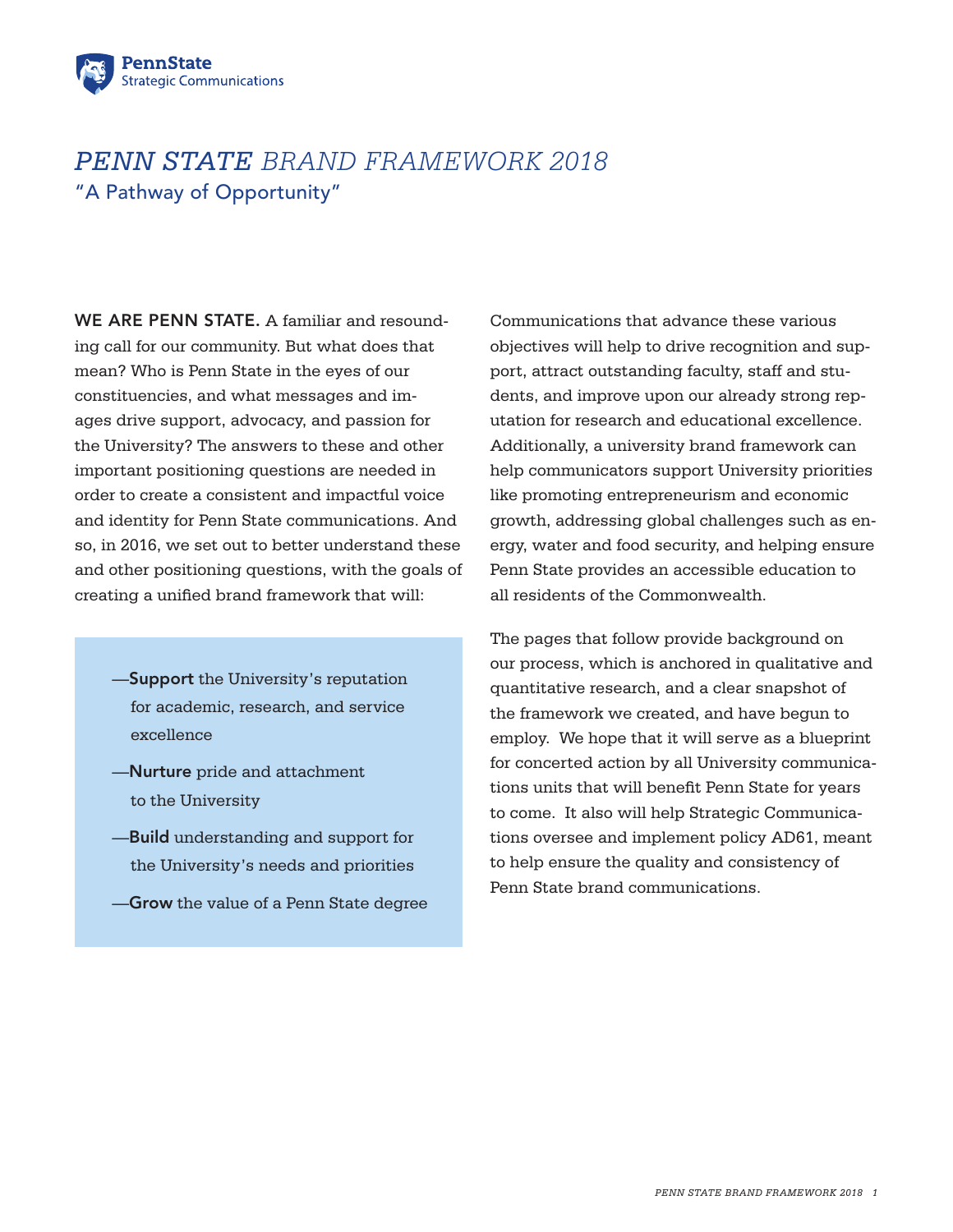PennState
Strategic Communications

# *PENN STATE* BRAND FRAMEWORK 2018

## "A Pathway of Opportunity"

**WE ARE PENN STATE.** A familiar and resounding call for our community. But what does that mean? Who is Penn State in the eyes of our constituencies, and what messages and images drive support, advocacy, and passion for the University? The answers to these and other important positioning questions are needed in order to create a consistent and impactful voice and identity for Penn State communications. And so, in 2016, we set out to better understand these and other positioning questions, with the goals of creating a unified brand framework that will:

- —**Support** the University's reputation for academic, research, and service excellence
- —**Nurture** pride and attachment to the University
- —**Build** understanding and support for the University's needs and priorities
- —**Grow** the value of a Penn State degree

Communications that advance these various objectives will help to drive recognition and support, attract outstanding faculty, staff and students, and improve upon our already strong reputation for research and educational excellence. Additionally, a university brand framework can help communicators support University priorities like promoting entrepreneurism and economic growth, addressing global challenges such as energy, water and food security, and helping ensure Penn State provides an accessible education to all residents of the Commonwealth.

The pages that follow provide background on our process, which is anchored in qualitative and quantitative research, and a clear snapshot of the framework we created, and have begun to employ. We hope that it will serve as a blueprint for concerted action by all University communications units that will benefit Penn State for years to come. It also will help Strategic Communications oversee and implement policy AD61, meant to help ensure the quality and consistency of Penn State brand communications.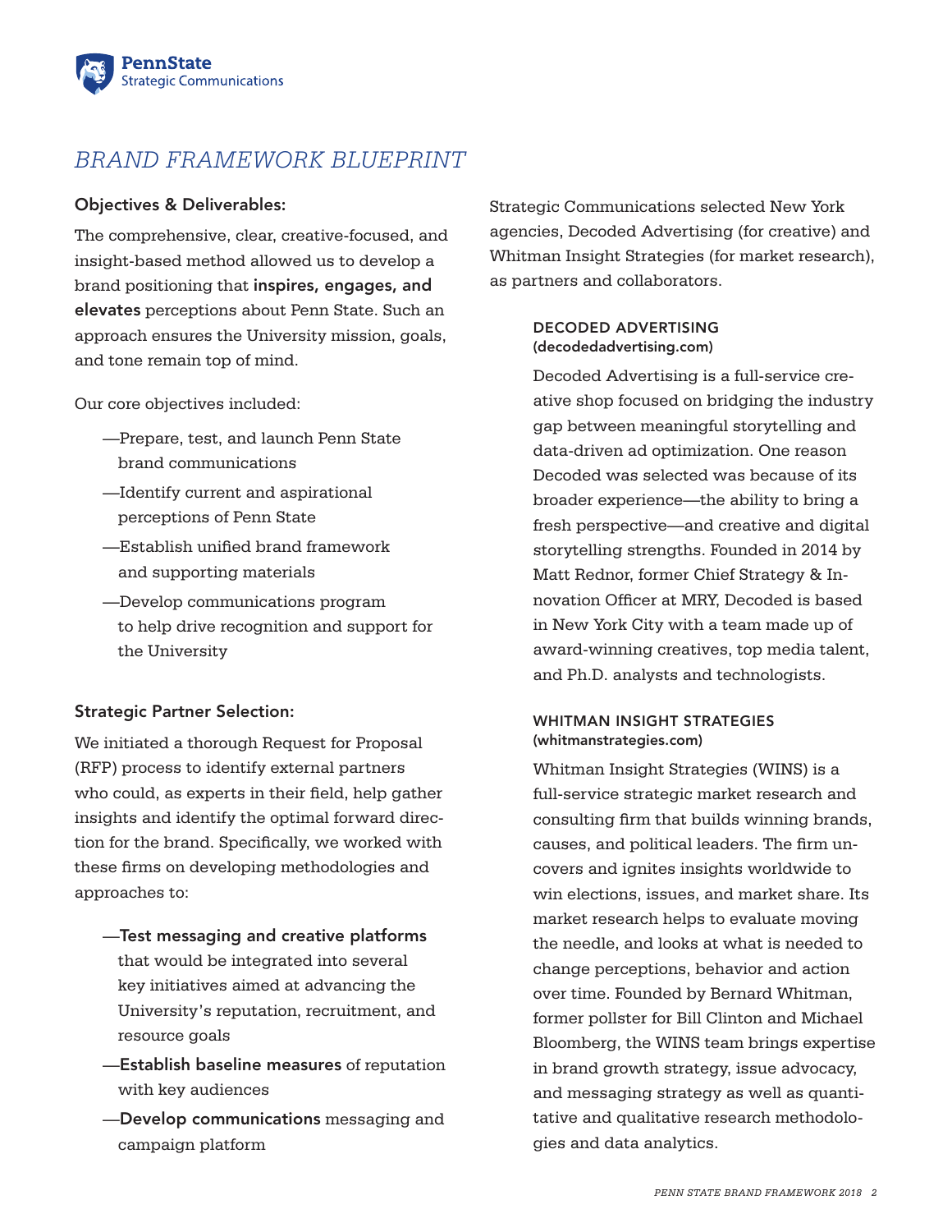# *BRAND FRAMEWORK BLUEPRINT*

## Objectives & Deliverables:

The comprehensive, clear, creative-focused, and insight-based method allowed us to develop a brand positioning that **inspires, engages, and elevates** perceptions about Penn State. Such an approach ensures the University mission, goals, and tone remain top of mind.

Our core objectives included:

- —Prepare, test, and launch Penn State brand communications
- —Identify current and aspirational perceptions of Penn State
- —Establish unified brand framework and supporting materials
- —Develop communications program to help drive recognition and support for the University

## Strategic Partner Selection:

We initiated a thorough Request for Proposal (RFP) process to identify external partners who could, as experts in their field, help gather insights and identify the optimal forward direction for the brand. Specifically, we worked with these firms on developing methodologies and approaches to:

- —**Test messaging and creative platforms** that would be integrated into several key initiatives aimed at advancing the University's reputation, recruitment, and resource goals
- —**Establish baseline measures** of reputation with key audiences
- —**Develop communications** messaging and campaign platform

Strategic Communications selected New York agencies, Decoded Advertising (for creative) and Whitman Insight Strategies (for market research), as partners and collaborators.

### DECODED ADVERTISING
**(decodedadvertising.com)**

Decoded Advertising is a full-service creative shop focused on bridging the industry gap between meaningful storytelling and data-driven ad optimization. One reason Decoded was selected was because of its broader experience—the ability to bring a fresh perspective—and creative and digital storytelling strengths. Founded in 2014 by Matt Rednor, former Chief Strategy & Innovation Officer at MRY, Decoded is based in New York City with a team made up of award-winning creatives, top media talent, and Ph.D. analysts and technologists.

### WHITMAN INSIGHT STRATEGIES
**(whitmanstrategies.com)**

Whitman Insight Strategies (WINS) is a full-service strategic market research and consulting firm that builds winning brands, causes, and political leaders. The firm uncovers and ignites insights worldwide to win elections, issues, and market share. Its market research helps to evaluate moving the needle, and looks at what is needed to change perceptions, behavior and action over time. Founded by Bernard Whitman, former pollster for Bill Clinton and Michael Bloomberg, the WINS team brings expertise in brand growth strategy, issue advocacy, and messaging strategy as well as quantitative and qualitative research methodologies and data analytics.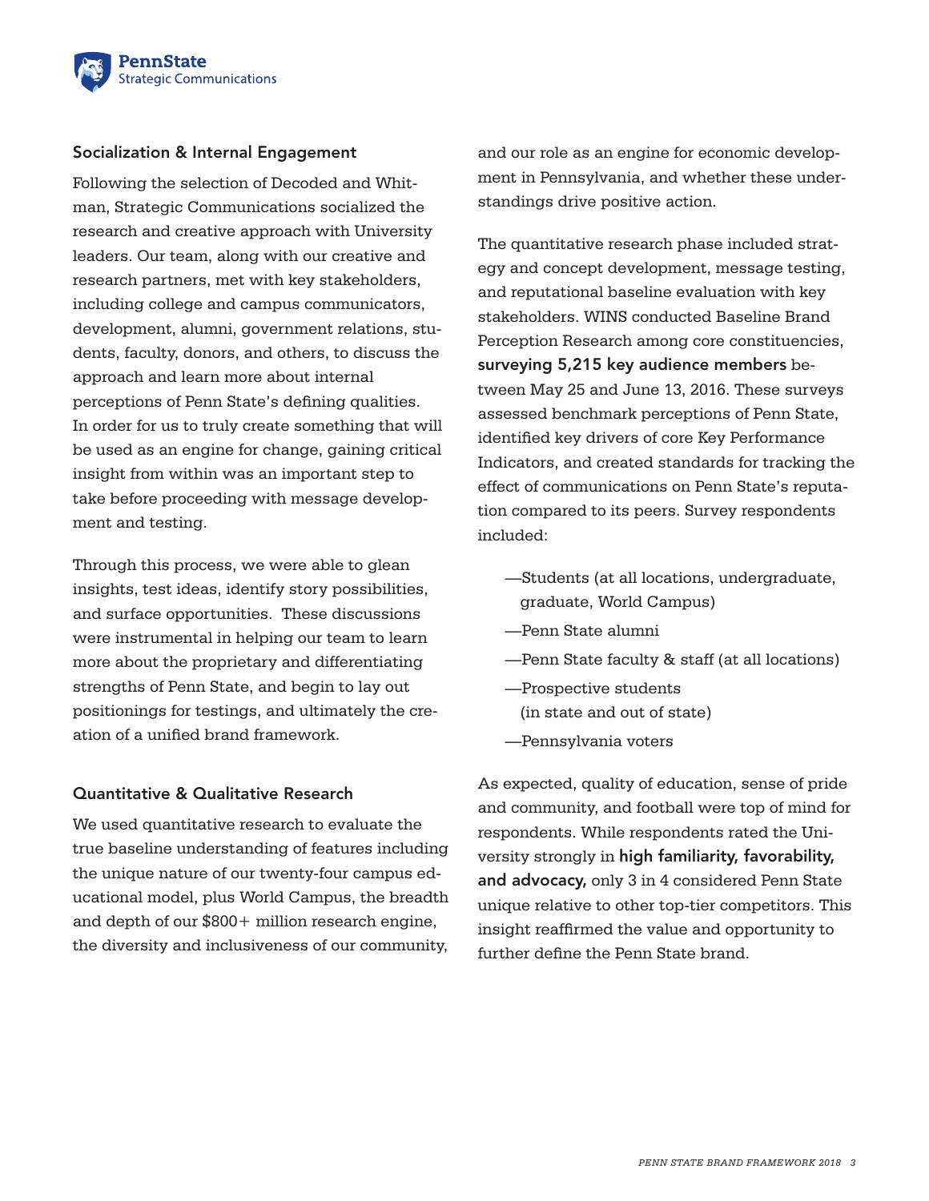## Socialization & Internal Engagement

Following the selection of Decoded and Whitman, Strategic Communications socialized the research and creative approach with University leaders. Our team, along with our creative and research partners, met with key stakeholders, including college and campus communicators, development, alumni, government relations, students, faculty, donors, and others, to discuss the approach and learn more about internal perceptions of Penn State's defining qualities. In order for us to truly create something that will be used as an engine for change, gaining critical insight from within was an important step to take before proceeding with message development and testing.

Through this process, we were able to glean insights, test ideas, identify story possibilities, and surface opportunities. These discussions were instrumental in helping our team to learn more about the proprietary and differentiating strengths of Penn State, and begin to lay out positionings for testings, and ultimately the creation of a unified brand framework.

## Quantitative & Qualitative Research

We used quantitative research to evaluate the true baseline understanding of features including the unique nature of our twenty-four campus educational model, plus World Campus, the breadth and depth of our $800+ million research engine, the diversity and inclusiveness of our community, and our role as an engine for economic development in Pennsylvania, and whether these understandings drive positive action.

The quantitative research phase included strategy and concept development, message testing, and reputational baseline evaluation with key stakeholders. WINS conducted Baseline Brand Perception Research among core constituencies, **surveying 5,215 key audience members** between May 25 and June 13, 2016. These surveys assessed benchmark perceptions of Penn State, identified key drivers of core Key Performance Indicators, and created standards for tracking the effect of communications on Penn State's reputation compared to its peers. Survey respondents included:

- —Students (at all locations, undergraduate, graduate, World Campus)
- —Penn State alumni
- —Penn State faculty & staff (at all locations)
- —Prospective students (in state and out of state)
- —Pennsylvania voters

As expected, quality of education, sense of pride and community, and football were top of mind for respondents. While respondents rated the University strongly in **high familiarity, favorability, and advocacy,** only 3 in 4 considered Penn State unique relative to other top-tier competitors. This insight reaffirmed the value and opportunity to further define the Penn State brand.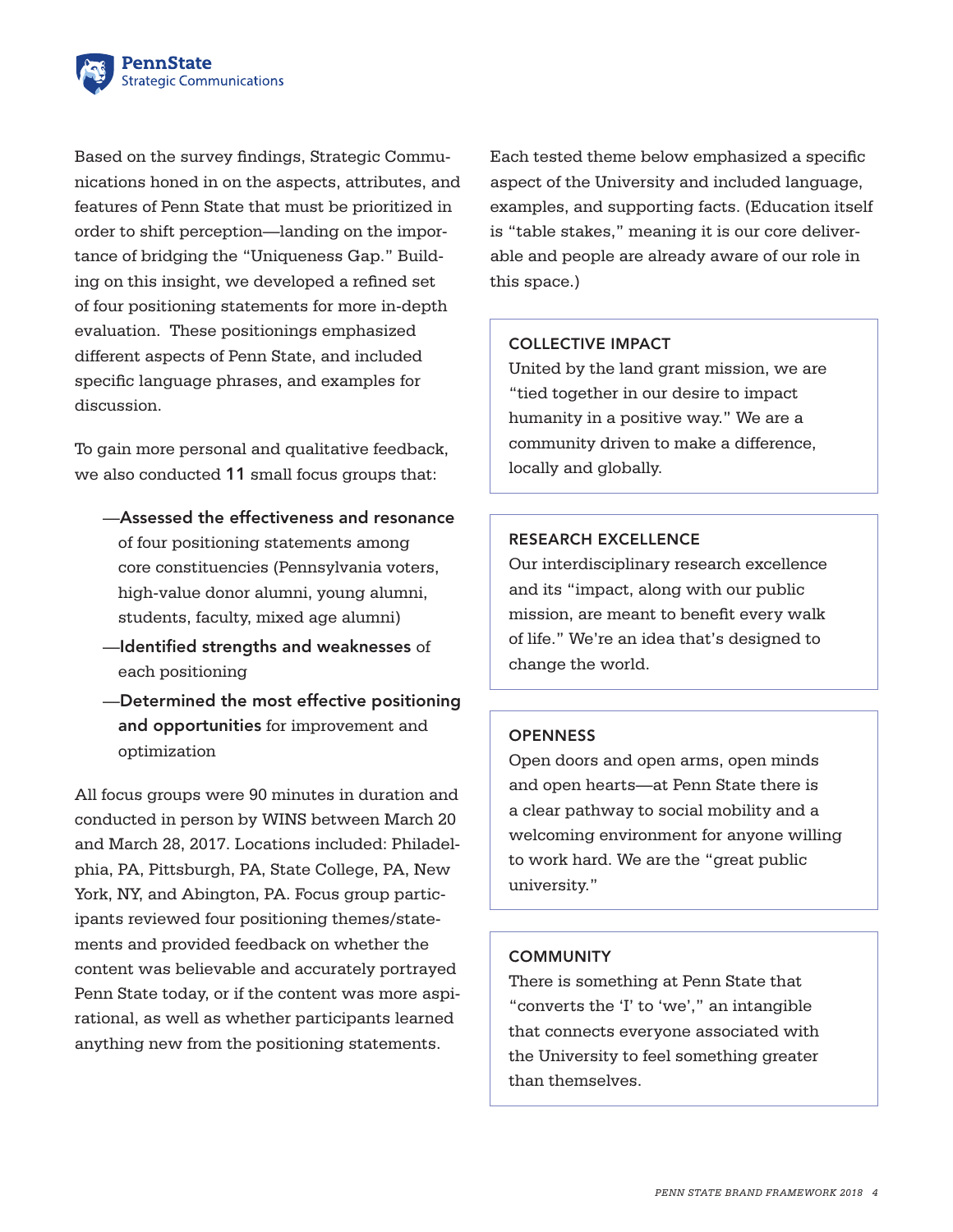Based on the survey findings, Strategic Communications honed in on the aspects, attributes, and features of Penn State that must be prioritized in order to shift perception—landing on the importance of bridging the "Uniqueness Gap." Building on this insight, we developed a refined set of four positioning statements for more in-depth evaluation. These positionings emphasized different aspects of Penn State, and included specific language phrases, and examples for discussion.

To gain more personal and qualitative feedback, we also conducted **11** small focus groups that:

- —**Assessed the effectiveness and resonance** of four positioning statements among core constituencies (Pennsylvania voters, high-value donor alumni, young alumni, students, faculty, mixed age alumni)
- —**Identified strengths and weaknesses** of each positioning
- —**Determined the most effective positioning and opportunities** for improvement and optimization

All focus groups were 90 minutes in duration and conducted in person by WINS between March 20 and March 28, 2017. Locations included: Philadelphia, PA, Pittsburgh, PA, State College, PA, New York, NY, and Abington, PA. Focus group participants reviewed four positioning themes/statements and provided feedback on whether the content was believable and accurately portrayed Penn State today, or if the content was more aspirational, as well as whether participants learned anything new from the positioning statements.

Each tested theme below emphasized a specific aspect of the University and included language, examples, and supporting facts. (Education itself is "table stakes," meaning it is our core deliverable and people are already aware of our role in this space.)

### COLLECTIVE IMPACT

United by the land grant mission, we are "tied together in our desire to impact humanity in a positive way." We are a community driven to make a difference, locally and globally.

### RESEARCH EXCELLENCE

Our interdisciplinary research excellence and its "impact, along with our public mission, are meant to benefit every walk of life." We're an idea that's designed to change the world.

### OPENNESS

Open doors and open arms, open minds and open hearts—at Penn State there is a clear pathway to social mobility and a welcoming environment for anyone willing to work hard. We are the "great public university."

### COMMUNITY

There is something at Penn State that "converts the 'I' to 'we'," an intangible that connects everyone associated with the University to feel something greater than themselves.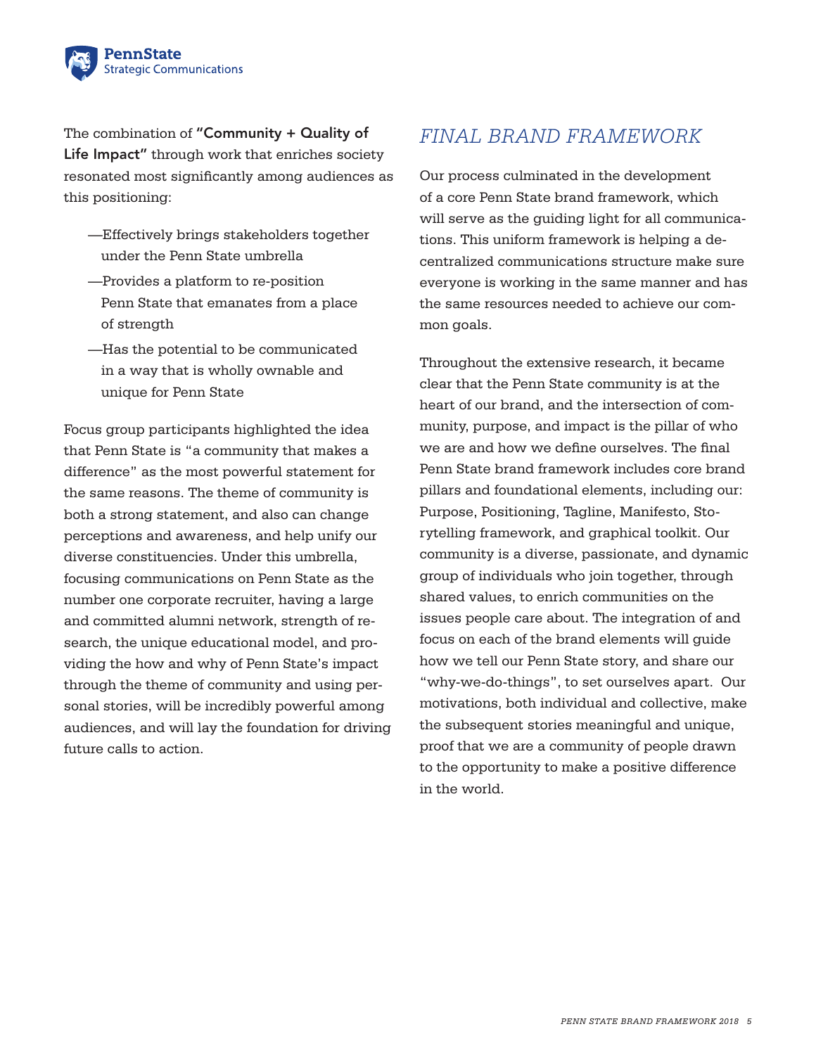The combination of **"Community + Quality of Life Impact"** through work that enriches society resonated most significantly among audiences as this positioning:

- —Effectively brings stakeholders together under the Penn State umbrella
- —Provides a platform to re-position Penn State that emanates from a place of strength
- —Has the potential to be communicated in a way that is wholly ownable and unique for Penn State

Focus group participants highlighted the idea that Penn State is "a community that makes a difference" as the most powerful statement for the same reasons. The theme of community is both a strong statement, and also can change perceptions and awareness, and help unify our diverse constituencies. Under this umbrella, focusing communications on Penn State as the number one corporate recruiter, having a large and committed alumni network, strength of research, the unique educational model, and providing the how and why of Penn State's impact through the theme of community and using personal stories, will be incredibly powerful among audiences, and will lay the foundation for driving future calls to action.

## *FINAL BRAND FRAMEWORK*

Our process culminated in the development of a core Penn State brand framework, which will serve as the guiding light for all communications. This uniform framework is helping a decentralized communications structure make sure everyone is working in the same manner and has the same resources needed to achieve our common goals.

Throughout the extensive research, it became clear that the Penn State community is at the heart of our brand, and the intersection of community, purpose, and impact is the pillar of who we are and how we define ourselves. The final Penn State brand framework includes core brand pillars and foundational elements, including our: Purpose, Positioning, Tagline, Manifesto, Storytelling framework, and graphical toolkit. Our community is a diverse, passionate, and dynamic group of individuals who join together, through shared values, to enrich communities on the issues people care about. The integration of and focus on each of the brand elements will guide how we tell our Penn State story, and share our "why-we-do-things", to set ourselves apart. Our motivations, both individual and collective, make the subsequent stories meaningful and unique, proof that we are a community of people drawn to the opportunity to make a positive difference in the world.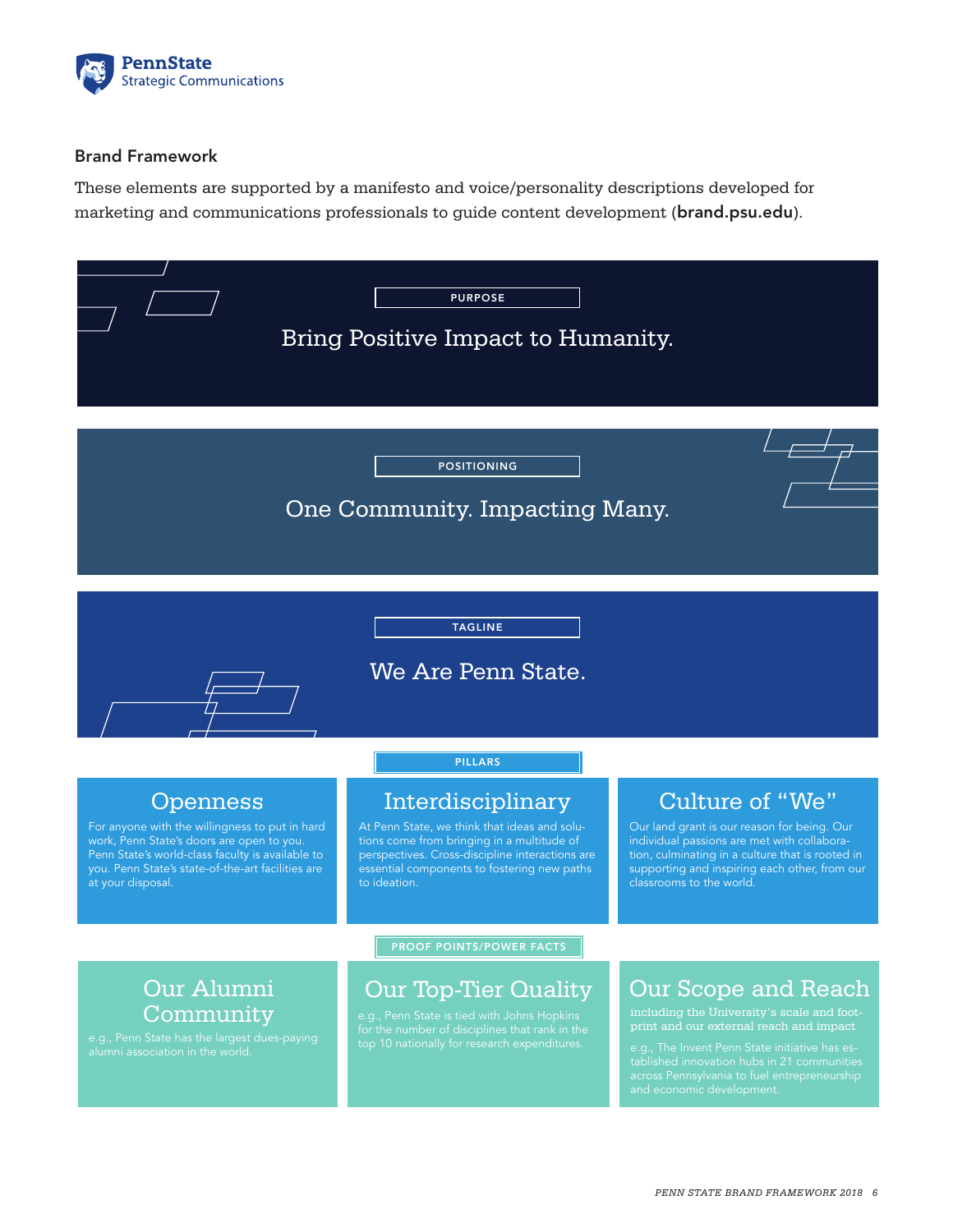## Brand Framework

These elements are supported by a manifesto and voice/personality descriptions developed for marketing and communications professionals to guide content development (**brand.psu.edu**).

### PURPOSE

Bring Positive Impact to Humanity.

### POSITIONING

One Community. Impacting Many.

### TAGLINE

We Are Penn State.

### PILLARS

#### Openness

For anyone with the willingness to put in hard work, Penn State's doors are open to you. Penn State's world-class faculty is available to you. Penn State's state-of-the-art facilities are at your disposal.

#### Interdisciplinary

At Penn State, we think that ideas and solutions come from bringing in a multitude of perspectives. Cross-discipline interactions are essential components to fostering new paths to ideation.

#### Culture of "We"

Our land grant is our reason for being. Our individual passions are met with collaboration, culminating in a culture that is rooted in supporting and inspiring each other, from our classrooms to the world.

### PROOF POINTS/POWER FACTS

#### Our Alumni Community

e.g., Penn State has the largest dues-paying alumni association in the world.

#### Our Top-Tier Quality

e.g., Penn State is tied with Johns Hopkins for the number of disciplines that rank in the top 10 nationally for research expenditures.

#### Our Scope and Reach

including the University's scale and footprint and our external reach and impact

e.g., The Invent Penn State initiative has established innovation hubs in 21 communities across Pennsylvania to fuel entrepreneurship and economic development.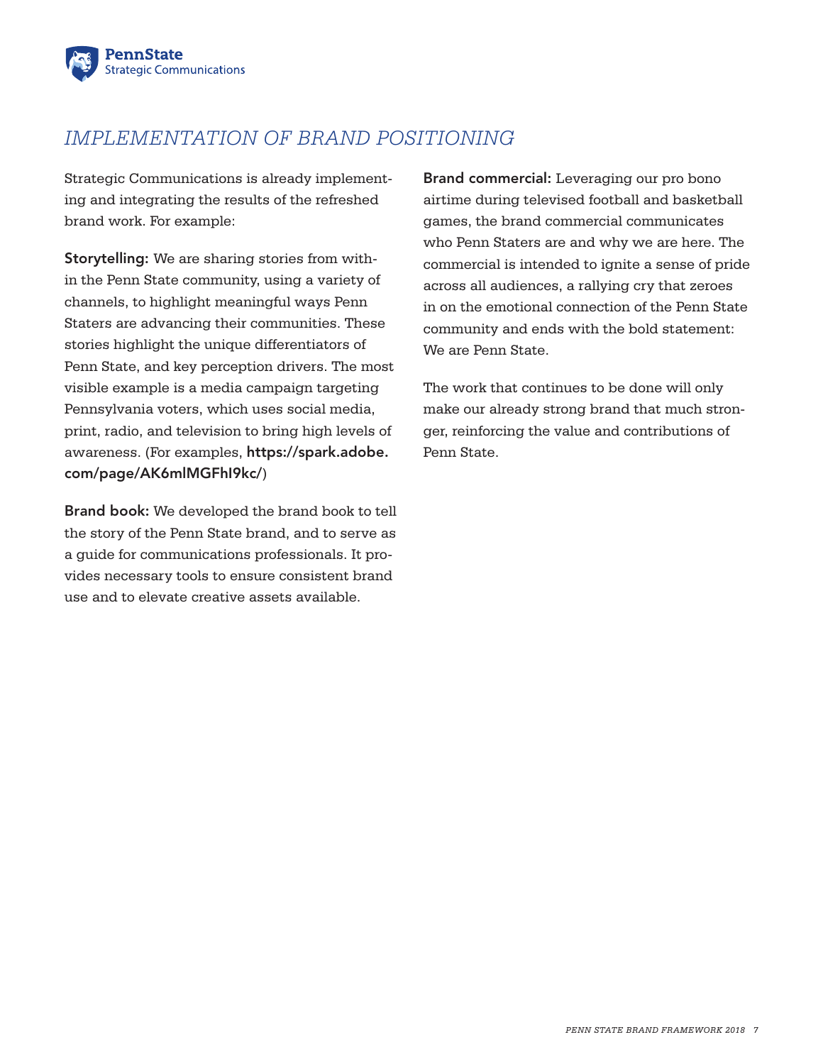# *IMPLEMENTATION OF BRAND POSITIONING*

Strategic Communications is already implementing and integrating the results of the refreshed brand work. For example:

**Storytelling:** We are sharing stories from within the Penn State community, using a variety of channels, to highlight meaningful ways Penn Staters are advancing their communities. These stories highlight the unique differentiators of Penn State, and key perception drivers. The most visible example is a media campaign targeting Pennsylvania voters, which uses social media, print, radio, and television to bring high levels of awareness. (For examples, **https://spark.adobe.com/page/AK6mlMGFhI9kc/**)

**Brand book:** We developed the brand book to tell the story of the Penn State brand, and to serve as a guide for communications professionals. It provides necessary tools to ensure consistent brand use and to elevate creative assets available.

**Brand commercial:** Leveraging our pro bono airtime during televised football and basketball games, the brand commercial communicates who Penn Staters are and why we are here. The commercial is intended to ignite a sense of pride across all audiences, a rallying cry that zeroes in on the emotional connection of the Penn State community and ends with the bold statement: We are Penn State.

The work that continues to be done will only make our already strong brand that much stronger, reinforcing the value and contributions of Penn State.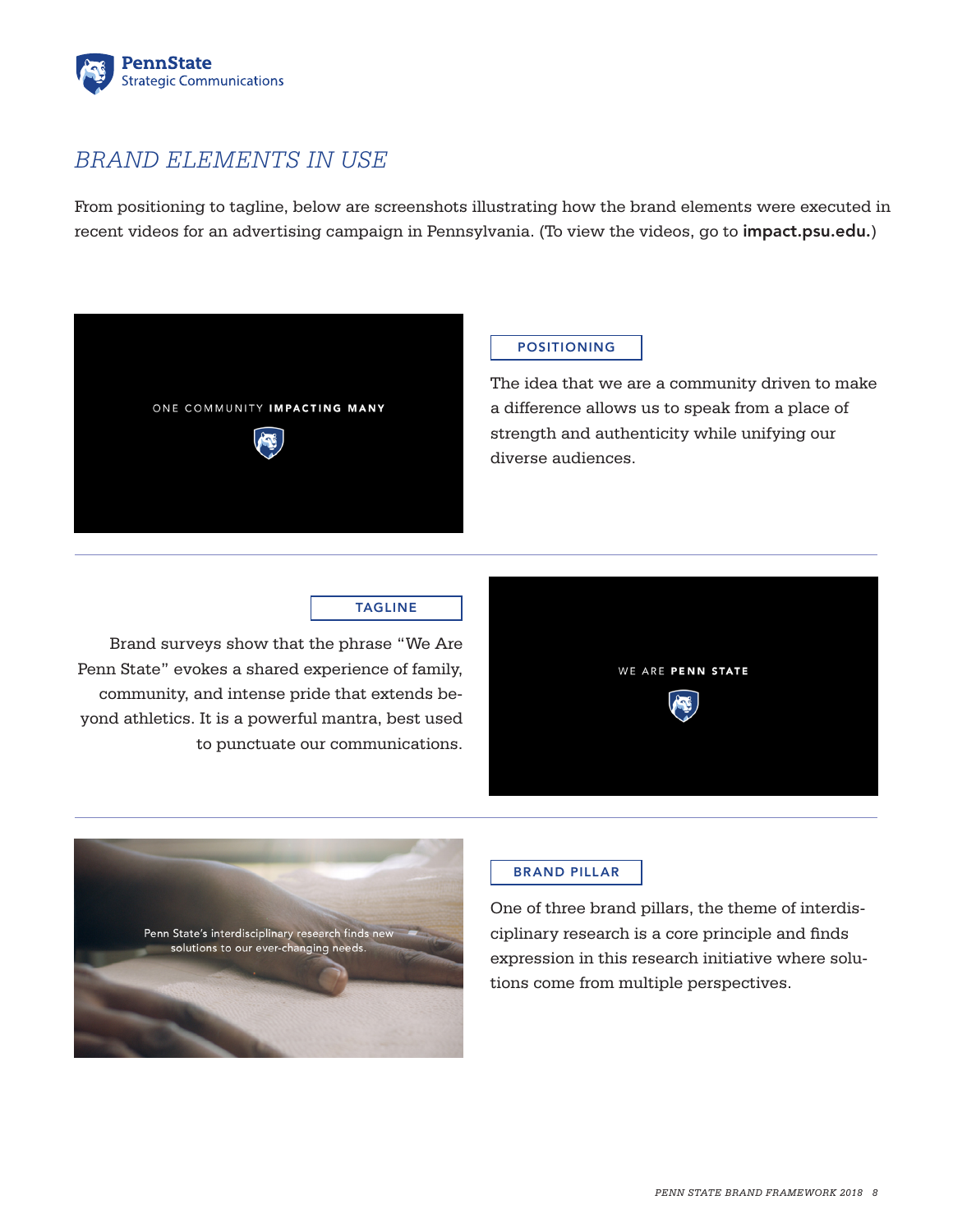# *BRAND ELEMENTS IN USE*

From positioning to tagline, below are screenshots illustrating how the brand elements were executed in recent videos for an advertising campaign in Pennsylvania. (To view the videos, go to **impact.psu.edu.**)

ONE COMMUNITY **IMPACTING MANY**

**POSITIONING**

The idea that we are a community driven to make a difference allows us to speak from a place of strength and authenticity while unifying our diverse audiences.

---

**TAGLINE**

Brand surveys show that the phrase "We Are Penn State" evokes a shared experience of family, community, and intense pride that extends beyond athletics. It is a powerful mantra, best used to punctuate our communications.

WE ARE **PENN STATE**

---

Penn State's interdisciplinary research finds new solutions to our ever-changing needs.

**BRAND PILLAR**

One of three brand pillars, the theme of interdisciplinary research is a core principle and finds expression in this research initiative where solutions come from multiple perspectives.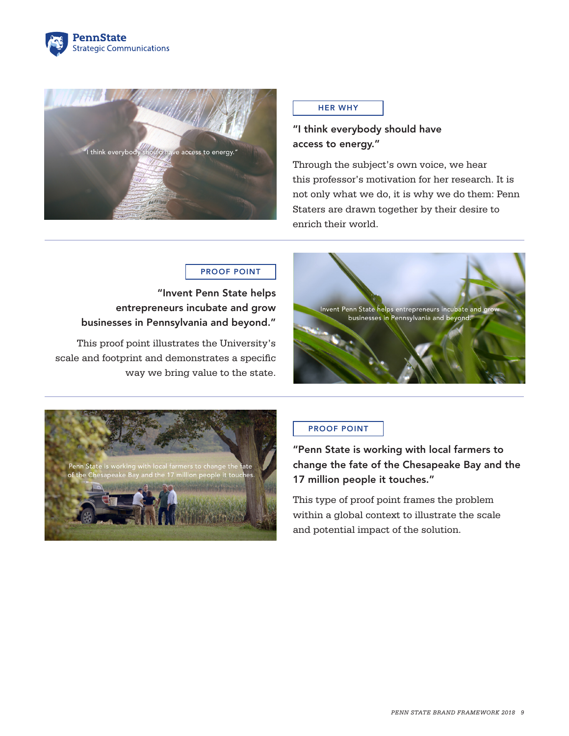HER WHY

**"I think everybody should have access to energy."**

Through the subject's own voice, we hear this professor's motivation for her research. It is not only what we do, it is why we do them: Penn Staters are drawn together by their desire to enrich their world.

---

PROOF POINT

**"Invent Penn State helps entrepreneurs incubate and grow businesses in Pennsylvania and beyond."**

This proof point illustrates the University's scale and footprint and demonstrates a specific way we bring value to the state.

---

PROOF POINT

**"Penn State is working with local farmers to change the fate of the Chesapeake Bay and the 17 million people it touches."**

This type of proof point frames the problem within a global context to illustrate the scale and potential impact of the solution.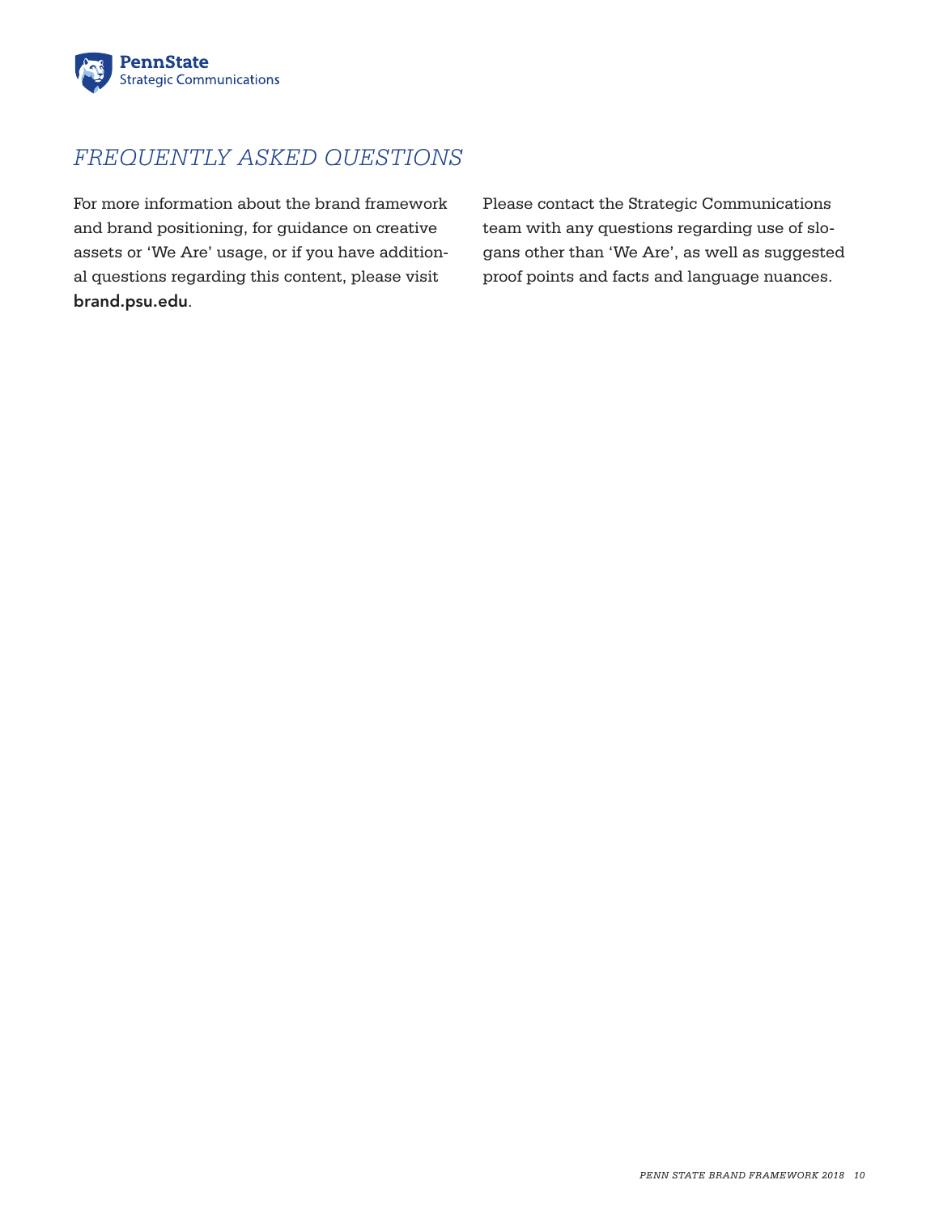# *FREQUENTLY ASKED QUESTIONS*

For more information about the brand framework and brand positioning, for guidance on creative assets or 'We Are' usage, or if you have additional questions regarding this content, please visit **brand.psu.edu**.

Please contact the Strategic Communications team with any questions regarding use of slogans other than 'We Are', as well as suggested proof points and facts and language nuances.